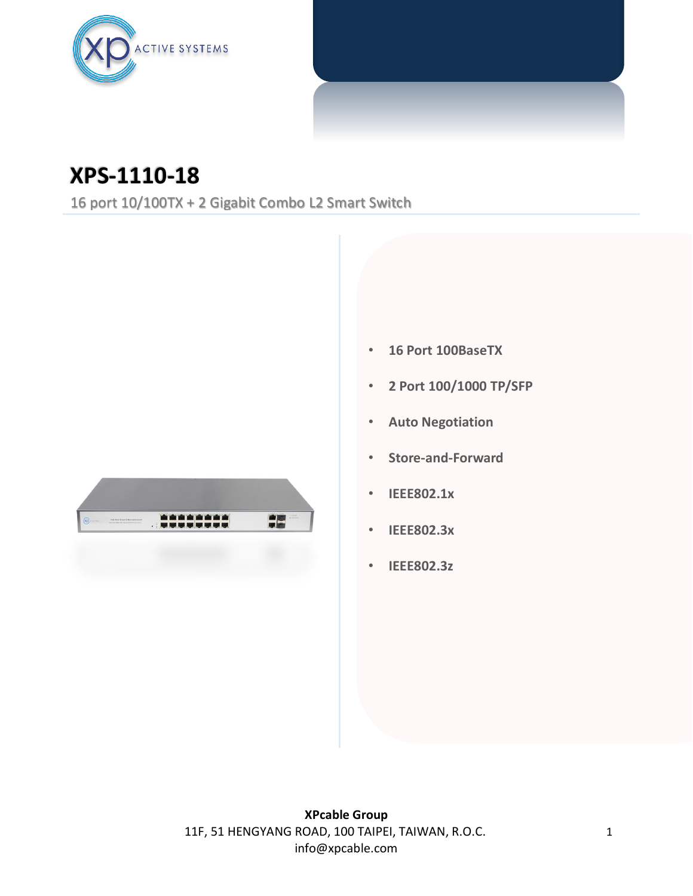# XPS-1110-18

16 port 10/100TX + 2 Gigabit Combo L2 Smart Switch

- 16 Port 100BaseTX
- 2 Port 100/1000 TP/SFP
- Auto Negotiation
- Store-and-Forward
- IEEE802.1x
- IEEE802.3x
- IEEE802.3z

**XPcable Group**
11F, 51 HENGYANG ROAD, 100 TAIPEI, TAIWAN, R.O.C.
info@xpcable.com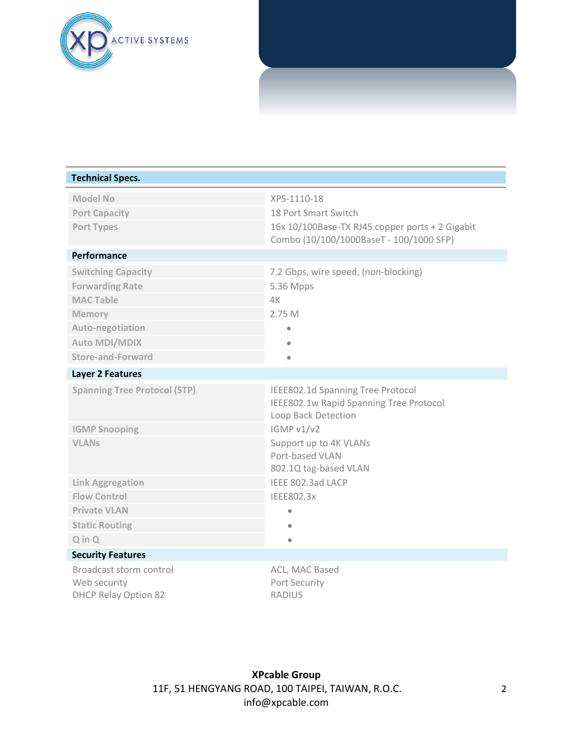## Technical Specs.

| | |
|---|---|
| Model No | XPS-1110-18 |
| Port Capacity | 18 Port Smart Switch |
| Port Types | 16x 10/100Base-TX RJ45 copper ports + 2 Gigabit Combo (10/100/1000BaseT - 100/1000 SFP) |

## Performance

| | |
|---|---|
| Switching Capacity | 7.2 Gbps, wire speed, (non-blocking) |
| Forwarding Rate | 5.36 Mpps |
| MAC Table | 4K |
| Memory | 2.75 M |
| Auto-negotiation | • |
| Auto MDI/MDIX | • |
| Store-and-Forward | • |

## Layer 2 Features

| | |
|---|---|
| Spanning Tree Protocol (STP) | IEEE802.1d Spanning Tree Protocol<br>IEEE802.1w Rapid Spanning Tree Protocol<br>Loop Back Detection |
| IGMP Snooping | IGMP v1/v2 |
| VLANs | Support up to 4K VLANs<br>Port-based VLAN<br>802.1Q tag-based VLAN |
| Link Aggregation | IEEE 802.3ad LACP |
| Flow Control | IEEE802.3x |
| Private VLAN | • |
| Static Routing | • |
| Q in Q | • |

## Security Features

| | |
|---|---|
| Broadcast storm control | ACL, MAC Based |
| Web security | Port Security |
| DHCP Relay Option 82 | RADIUS |

**XPcable Group**
11F, 51 HENGYANG ROAD, 100 TAIPEI, TAIWAN, R.O.C.
info@xpcable.com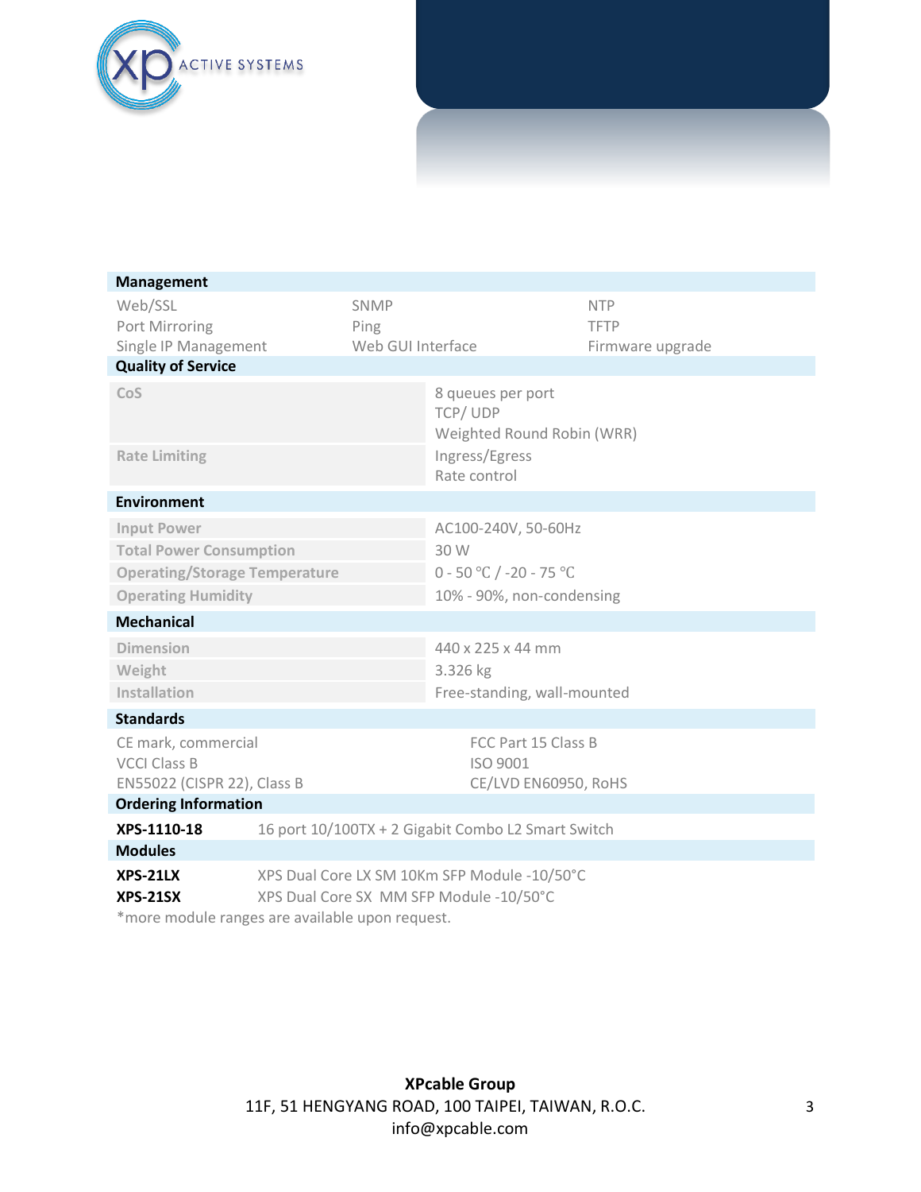## Management

| | | |
|---|---|---|
| Web/SSL | SNMP | NTP |
| Port Mirroring | Ping | TFTP |
| Single IP Management | Web GUI Interface | Firmware upgrade |

## Quality of Service

| | |
|---|---|
| CoS | 8 queues per port<br>TCP/ UDP<br>Weighted Round Robin (WRR) |
| Rate Limiting | Ingress/Egress<br>Rate control |

## Environment

| | |
|---|---|
| Input Power | AC100-240V, 50-60Hz |
| Total Power Consumption | 30 W |
| Operating/Storage Temperature | 0 - 50 ℃ / -20 - 75 ℃ |
| Operating Humidity | 10% - 90%, non-condensing |

## Mechanical

| | |
|---|---|
| Dimension | 440 x 225 x 44 mm |
| Weight | 3.326 kg |
| Installation | Free-standing, wall-mounted |

## Standards

| | |
|---|---|
| CE mark, commercial | FCC Part 15 Class B |
| VCCI Class B | ISO 9001 |
| EN55022 (CISPR 22), Class B | CE/LVD EN60950, RoHS |

## Ordering Information

| | |
|---|---|
| **XPS-1110-18** | 16 port 10/100TX + 2 Gigabit Combo L2 Smart Switch |

## Modules

| | |
|---|---|
| **XPS-21LX** | XPS Dual Core LX SM 10Km SFP Module -10/50°C |
| **XPS-21SX** | XPS Dual Core SX MM SFP Module -10/50°C |

*more module ranges are available upon request.

**XPcable Group**
11F, 51 HENGYANG ROAD, 100 TAIPEI, TAIWAN, R.O.C.
info@xpcable.com